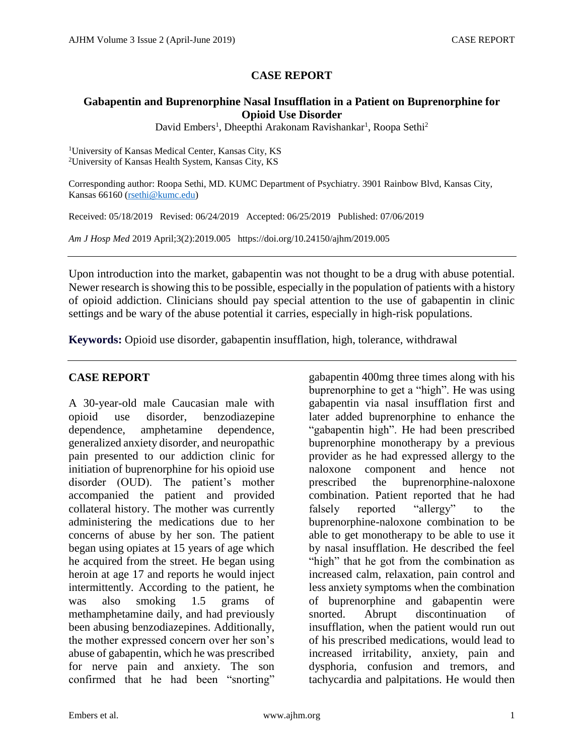# CASE REPORT

## Gabapentin and Buprenorphine Nasal Insufflation in a Patient on Buprenorphine for Opioid Use Disorder

David Embers[1], Dheepthi Arakonam Ravishankar[1], Roopa Sethi[2]

[1]University of Kansas Medical Center, Kansas City, KS
[2]University of Kansas Health System, Kansas City, KS

Corresponding author: Roopa Sethi, MD. KUMC Department of Psychiatry. 3901 Rainbow Blvd, Kansas City, Kansas 66160 (rsethi@kumc.edu)

Received: 05/18/2019 Revised: 06/24/2019 Accepted: 06/25/2019 Published: 07/06/2019

*Am J Hosp Med* 2019 April;3(2):2019.005 https://doi.org/10.24150/ajhm/2019.005

---

Upon introduction into the market, gabapentin was not thought to be a drug with abuse potential. Newer research is showing this to be possible, especially in the population of patients with a history of opioid addiction. Clinicians should pay special attention to the use of gabapentin in clinic settings and be wary of the abuse potential it carries, especially in high-risk populations.

**Keywords:** Opioid use disorder, gabapentin insufflation, high, tolerance, withdrawal

---

## CASE REPORT

A 30-year-old male Caucasian male with opioid use disorder, benzodiazepine dependence, amphetamine dependence, generalized anxiety disorder, and neuropathic pain presented to our addiction clinic for initiation of buprenorphine for his opioid use disorder (OUD). The patient's mother accompanied the patient and provided collateral history. The mother was currently administering the medications due to her concerns of abuse by her son. The patient began using opiates at 15 years of age which he acquired from the street. He began using heroin at age 17 and reports he would inject intermittently. According to the patient, he was also smoking 1.5 grams of methamphetamine daily, and had previously been abusing benzodiazepines. Additionally, the mother expressed concern over her son's abuse of gabapentin, which he was prescribed for nerve pain and anxiety. The son confirmed that he had been "snorting" gabapentin 400mg three times along with his buprenorphine to get a "high". He was using gabapentin via nasal insufflation first and later added buprenorphine to enhance the "gabapentin high". He had been prescribed buprenorphine monotherapy by a previous provider as he had expressed allergy to the naloxone component and hence not prescribed the buprenorphine-naloxone combination. Patient reported that he had falsely reported "allergy" to the buprenorphine-naloxone combination to be able to get monotherapy to be able to use it by nasal insufflation. He described the feel "high" that he got from the combination as increased calm, relaxation, pain control and less anxiety symptoms when the combination of buprenorphine and gabapentin were snorted. Abrupt discontinuation of insufflation, when the patient would run out of his prescribed medications, would lead to increased irritability, anxiety, pain and dysphoria, confusion and tremors, and tachycardia and palpitations. He would then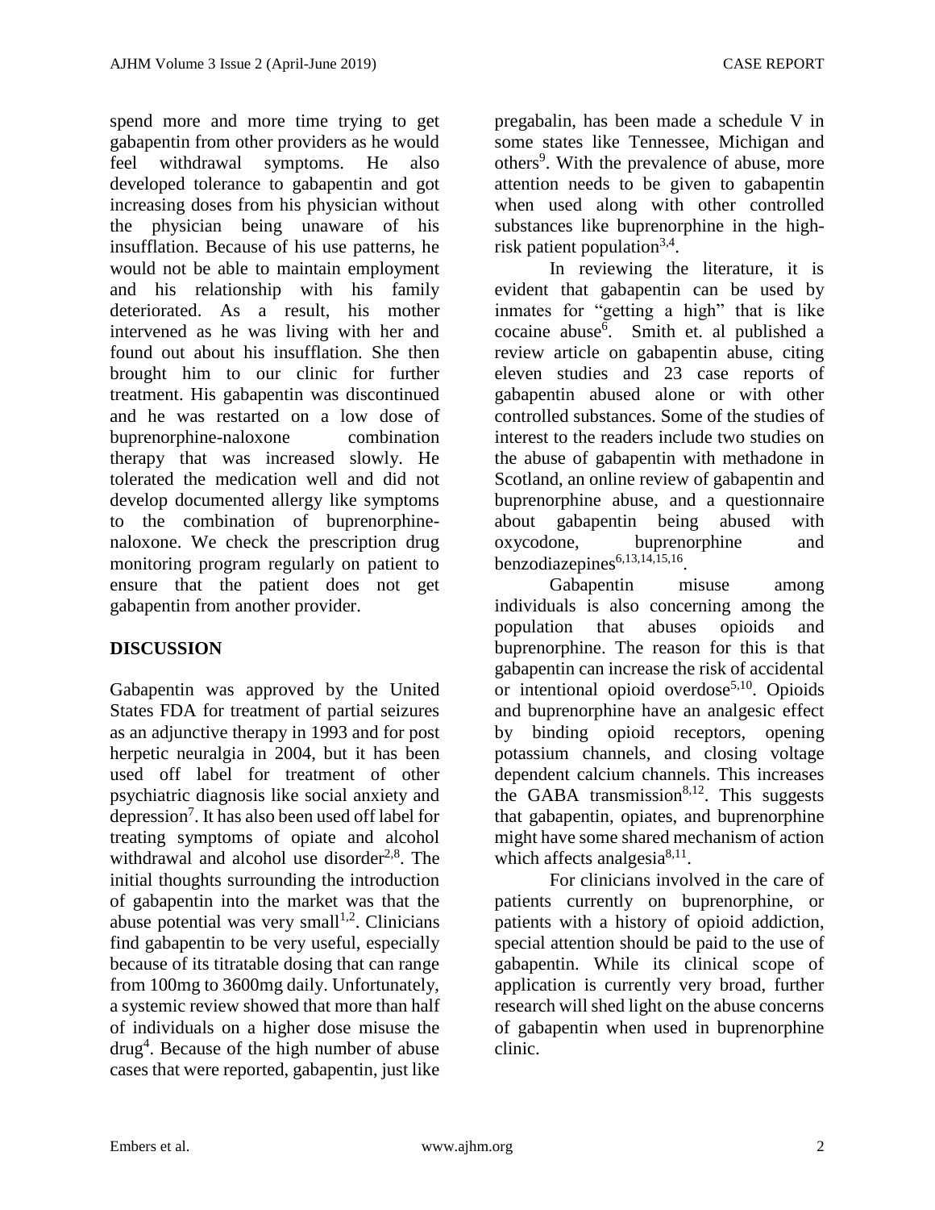spend more and more time trying to get gabapentin from other providers as he would feel withdrawal symptoms. He also developed tolerance to gabapentin and got increasing doses from his physician without the physician being unaware of his insufflation. Because of his use patterns, he would not be able to maintain employment and his relationship with his family deteriorated. As a result, his mother intervened as he was living with her and found out about his insufflation. She then brought him to our clinic for further treatment. His gabapentin was discontinued and he was restarted on a low dose of buprenorphine-naloxone combination therapy that was increased slowly. He tolerated the medication well and did not develop documented allergy like symptoms to the combination of buprenorphine-naloxone. We check the prescription drug monitoring program regularly on patient to ensure that the patient does not get gabapentin from another provider.

## DISCUSSION

Gabapentin was approved by the United States FDA for treatment of partial seizures as an adjunctive therapy in 1993 and for post herpetic neuralgia in 2004, but it has been used off label for treatment of other psychiatric diagnosis like social anxiety and depression[7]. It has also been used off label for treating symptoms of opiate and alcohol withdrawal and alcohol use disorder[2,8]. The initial thoughts surrounding the introduction of gabapentin into the market was that the abuse potential was very small[1,2]. Clinicians find gabapentin to be very useful, especially because of its titratable dosing that can range from 100mg to 3600mg daily. Unfortunately, a systemic review showed that more than half of individuals on a higher dose misuse the drug[4]. Because of the high number of abuse cases that were reported, gabapentin, just like pregabalin, has been made a schedule V in some states like Tennessee, Michigan and others[9]. With the prevalence of abuse, more attention needs to be given to gabapentin when used along with other controlled substances like buprenorphine in the high-risk patient population[3,4].

In reviewing the literature, it is evident that gabapentin can be used by inmates for "getting a high" that is like cocaine abuse[6]. Smith et. al published a review article on gabapentin abuse, citing eleven studies and 23 case reports of gabapentin abused alone or with other controlled substances. Some of the studies of interest to the readers include two studies on the abuse of gabapentin with methadone in Scotland, an online review of gabapentin and buprenorphine abuse, and a questionnaire about gabapentin being abused with oxycodone, buprenorphine and benzodiazepines[6,13,14,15,16].

Gabapentin misuse among individuals is also concerning among the population that abuses opioids and buprenorphine. The reason for this is that gabapentin can increase the risk of accidental or intentional opioid overdose[5,10]. Opioids and buprenorphine have an analgesic effect by binding opioid receptors, opening potassium channels, and closing voltage dependent calcium channels. This increases the GABA transmission[8,12]. This suggests that gabapentin, opiates, and buprenorphine might have some shared mechanism of action which affects analgesia[8,11].

For clinicians involved in the care of patients currently on buprenorphine, or patients with a history of opioid addiction, special attention should be paid to the use of gabapentin. While its clinical scope of application is currently very broad, further research will shed light on the abuse concerns of gabapentin when used in buprenorphine clinic.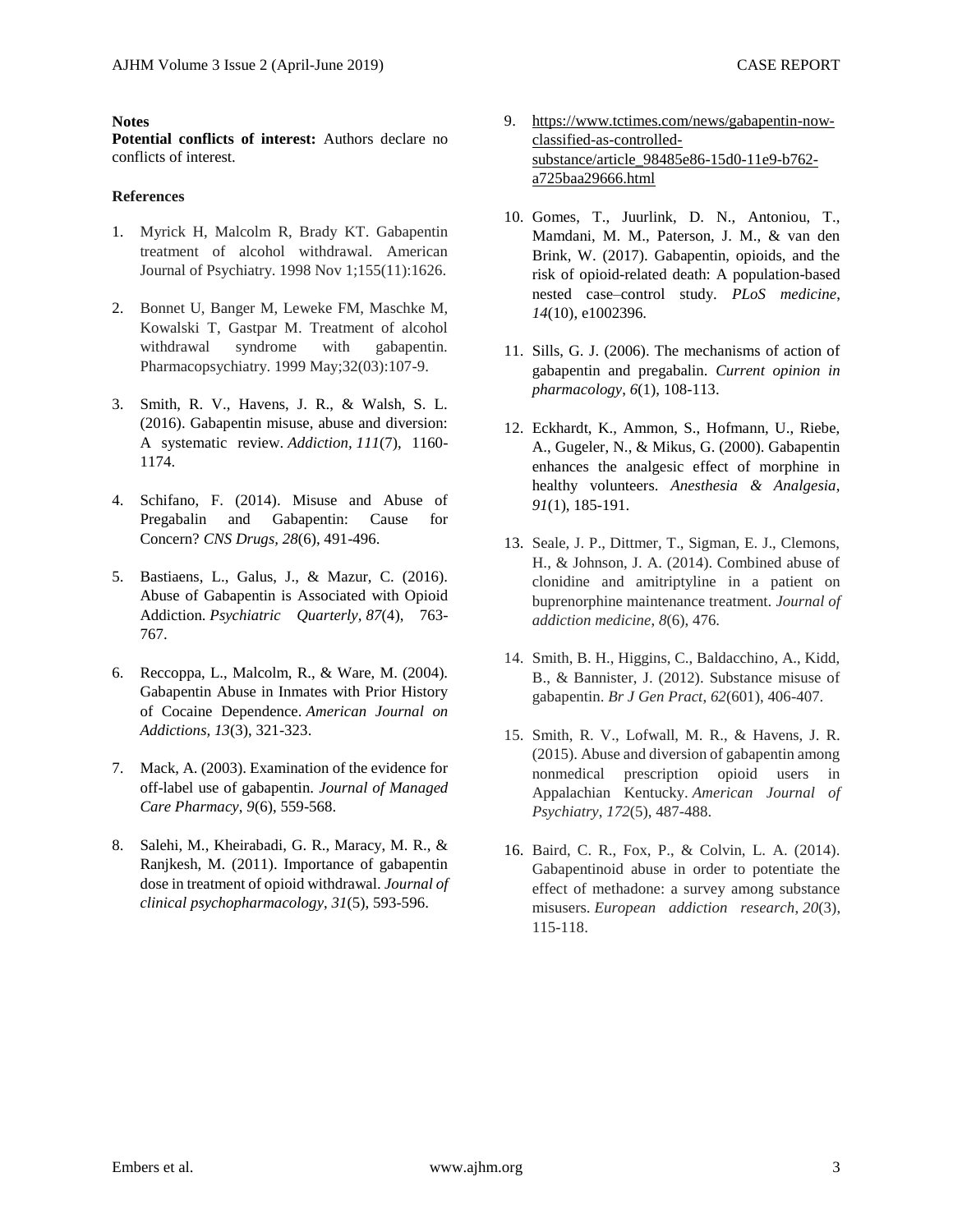**Notes**

**Potential conflicts of interest:** Authors declare no conflicts of interest.

**References**

1. Myrick H, Malcolm R, Brady KT. Gabapentin treatment of alcohol withdrawal. American Journal of Psychiatry. 1998 Nov 1;155(11):1626.

2. Bonnet U, Banger M, Leweke FM, Maschke M, Kowalski T, Gastpar M. Treatment of alcohol withdrawal syndrome with gabapentin. Pharmacopsychiatry. 1999 May;32(03):107-9.

3. Smith, R. V., Havens, J. R., & Walsh, S. L. (2016). Gabapentin misuse, abuse and diversion: A systematic review. *Addiction*, *111*(7), 1160-1174.

4. Schifano, F. (2014). Misuse and Abuse of Pregabalin and Gabapentin: Cause for Concern? *CNS Drugs*, *28*(6), 491-496.

5. Bastiaens, L., Galus, J., & Mazur, C. (2016). Abuse of Gabapentin is Associated with Opioid Addiction. *Psychiatric Quarterly*, *87*(4), 763-767.

6. Reccoppa, L., Malcolm, R., & Ware, M. (2004). Gabapentin Abuse in Inmates with Prior History of Cocaine Dependence. *American Journal on Addictions*, *13*(3), 321-323.

7. Mack, A. (2003). Examination of the evidence for off-label use of gabapentin. *Journal of Managed Care Pharmacy*, *9*(6), 559-568.

8. Salehi, M., Kheirabadi, G. R., Maracy, M. R., & Ranjkesh, M. (2011). Importance of gabapentin dose in treatment of opioid withdrawal. *Journal of clinical psychopharmacology*, *31*(5), 593-596.

9. https://www.tctimes.com/news/gabapentin-now-classified-as-controlled-substance/article_98485e86-15d0-11e9-b762-a725baa29666.html

10. Gomes, T., Juurlink, D. N., Antoniou, T., Mamdani, M. M., Paterson, J. M., & van den Brink, W. (2017). Gabapentin, opioids, and the risk of opioid-related death: A population-based nested case–control study. *PLoS medicine*, *14*(10), e1002396.

11. Sills, G. J. (2006). The mechanisms of action of gabapentin and pregabalin. *Current opinion in pharmacology*, *6*(1), 108-113.

12. Eckhardt, K., Ammon, S., Hofmann, U., Riebe, A., Gugeler, N., & Mikus, G. (2000). Gabapentin enhances the analgesic effect of morphine in healthy volunteers. *Anesthesia & Analgesia*, *91*(1), 185-191.

13. Seale, J. P., Dittmer, T., Sigman, E. J., Clemons, H., & Johnson, J. A. (2014). Combined abuse of clonidine and amitriptyline in a patient on buprenorphine maintenance treatment. *Journal of addiction medicine*, *8*(6), 476.

14. Smith, B. H., Higgins, C., Baldacchino, A., Kidd, B., & Bannister, J. (2012). Substance misuse of gabapentin. *Br J Gen Pract*, *62*(601), 406-407.

15. Smith, R. V., Lofwall, M. R., & Havens, J. R. (2015). Abuse and diversion of gabapentin among nonmedical prescription opioid users in Appalachian Kentucky. *American Journal of Psychiatry*, *172*(5), 487-488.

16. Baird, C. R., Fox, P., & Colvin, L. A. (2014). Gabapentinoid abuse in order to potentiate the effect of methadone: a survey among substance misusers. *European addiction research*, *20*(3), 115-118.